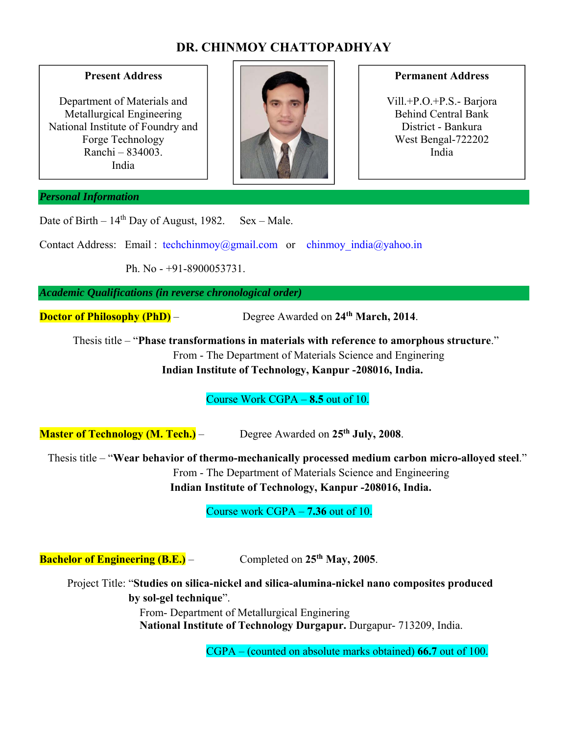# DR. CHINMOY CHATTOPADHYAY

| Present Address | Permanent Address |
|---|---|
| Department of Materials and Metallurgical Engineering<br>National Institute of Foundry and Forge Technology<br>Ranchi – 834003.<br>India | Vill.+P.O.+P.S.- Barjora<br>Behind Central Bank<br>District - Bankura<br>West Bengal-722202<br>India |

## *Personal Information*

Date of Birth – 14th Day of August, 1982. Sex – Male.

Contact Address: Email : techchinmoy@gmail.com or chinmoy_india@yahoo.in

Ph. No - +91-8900053731.

## *Academic Qualifications (in reverse chronological order)*

**Doctor of Philosophy (PhD)** – Degree Awarded on **24th March, 2014**.

Thesis title – "**Phase transformations in materials with reference to amorphous structure**."
From - The Department of Materials Science and Enginering
**Indian Institute of Technology, Kanpur -208016, India.**

Course Work CGPA – **8.5** out of 10.

**Master of Technology (M. Tech.)** – Degree Awarded on **25th July, 2008**.

Thesis title – "**Wear behavior of thermo-mechanically processed medium carbon micro-alloyed steel**."
From - The Department of Materials Science and Engineering
**Indian Institute of Technology, Kanpur -208016, India.**

Course work CGPA – **7.36** out of 10.

**Bachelor of Engineering (B.E.)** – Completed on **25th May, 2005**.

Project Title: "**Studies on silica-nickel and silica-alumina-nickel nano composites produced by sol-gel technique**".
From- Department of Metallurgical Enginering
**National Institute of Technology Durgapur.** Durgapur- 713209, India.

CGPA – (counted on absolute marks obtained) **66.7** out of 100.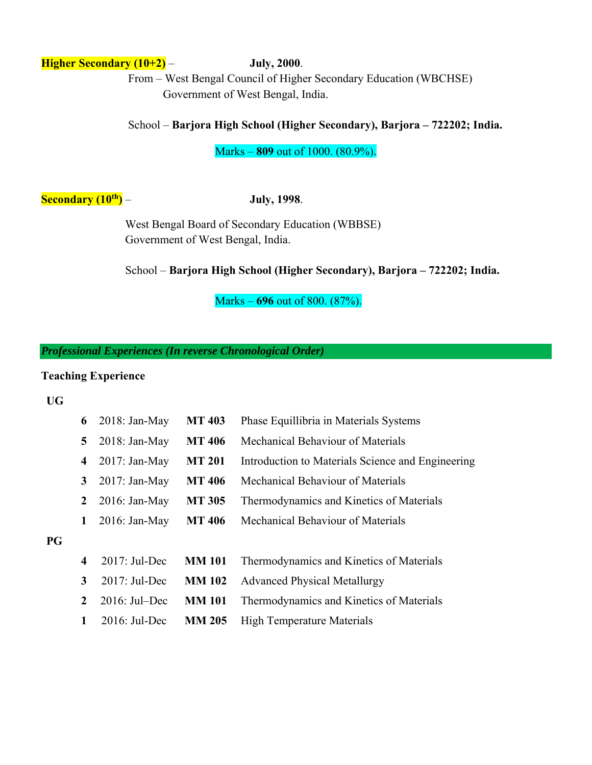**Higher Secondary (10+2)** – **July, 2000**.

From – West Bengal Council of Higher Secondary Education (WBCHSE)
Government of West Bengal, India.

School – **Barjora High School (Higher Secondary), Barjora – 722202; India.**

Marks – **809** out of 1000. (80.9%).

**Secondary (10th)** – **July, 1998**.

West Bengal Board of Secondary Education (WBBSE)
Government of West Bengal, India.

School – **Barjora High School (Higher Secondary), Barjora – 722202; India.**

Marks – **696** out of 800. (87%).

## *Professional Experiences (In reverse Chronological Order)*

**Teaching Experience**

**UG**

| | | | |
|---|---|---|---|
| **6** | 2018: Jan-May | **MT 403** | Phase Equillibria in Materials Systems |
| **5** | 2018: Jan-May | **MT 406** | Mechanical Behaviour of Materials |
| **4** | 2017: Jan-May | **MT 201** | Introduction to Materials Science and Engineering |
| **3** | 2017: Jan-May | **MT 406** | Mechanical Behaviour of Materials |
| **2** | 2016: Jan-May | **MT 305** | Thermodynamics and Kinetics of Materials |
| **1** | 2016: Jan-May | **MT 406** | Mechanical Behaviour of Materials |

**PG**

| | | | |
|---|---|---|---|
| **4** | 2017: Jul-Dec | **MM 101** | Thermodynamics and Kinetics of Materials |
| **3** | 2017: Jul-Dec | **MM 102** | Advanced Physical Metallurgy |
| **2** | 2016: Jul–Dec | **MM 101** | Thermodynamics and Kinetics of Materials |
| **1** | 2016: Jul-Dec | **MM 205** | High Temperature Materials |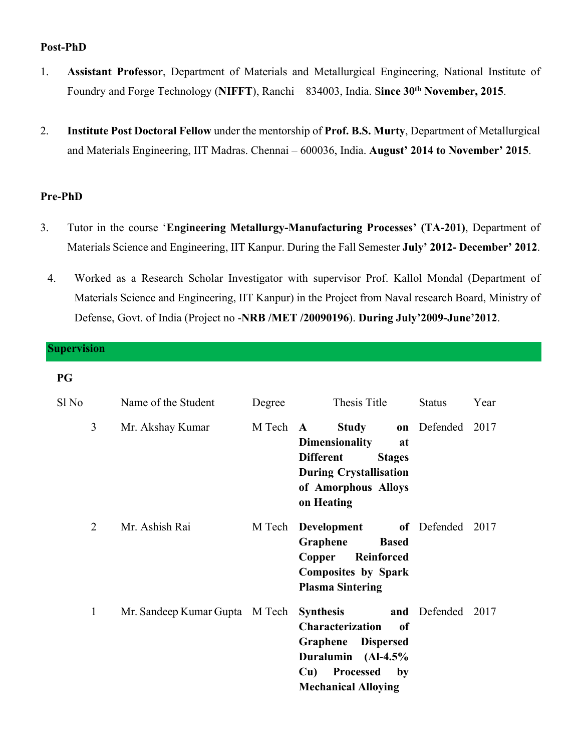**Post-PhD**

1. **Assistant Professor**, Department of Materials and Metallurgical Engineering, National Institute of Foundry and Forge Technology (**NIFFT**), Ranchi – 834003, India. S**ince 30th November, 2015**.

2. **Institute Post Doctoral Fellow** under the mentorship of **Prof. B.S. Murty**, Department of Metallurgical and Materials Engineering, IIT Madras. Chennai – 600036, India. **August' 2014 to November' 2015**.

**Pre-PhD**

3. Tutor in the course '**Engineering Metallurgy-Manufacturing Processes' (TA-201)**, Department of Materials Science and Engineering, IIT Kanpur. During the Fall Semester **July' 2012- December' 2012**.

4. Worked as a Research Scholar Investigator with supervisor Prof. Kallol Mondal (Department of Materials Science and Engineering, IIT Kanpur) in the Project from Naval research Board, Ministry of Defense, Govt. of India (Project no -**NRB /MET /20090196**). **During July'2009-June'2012**.

## Supervision

**PG**

| Sl No | Name of the Student | Degree | Thesis Title | Status | Year |
|---|---|---|---|---|---|
| 3 | Mr. Akshay Kumar | M Tech | **A Study on Dimensionality at Different Stages During Crystallisation of Amorphous Alloys on Heating** | Defended | 2017 |
| 2 | Mr. Ashish Rai | M Tech | **Development of Graphene Based Copper Reinforced Composites by Spark Plasma Sintering** | Defended | 2017 |
| 1 | Mr. Sandeep Kumar Gupta | M Tech | **Synthesis and Characterization of Graphene Dispersed Duralumin (Al-4.5% Cu) Processed by Mechanical Alloying** | Defended | 2017 |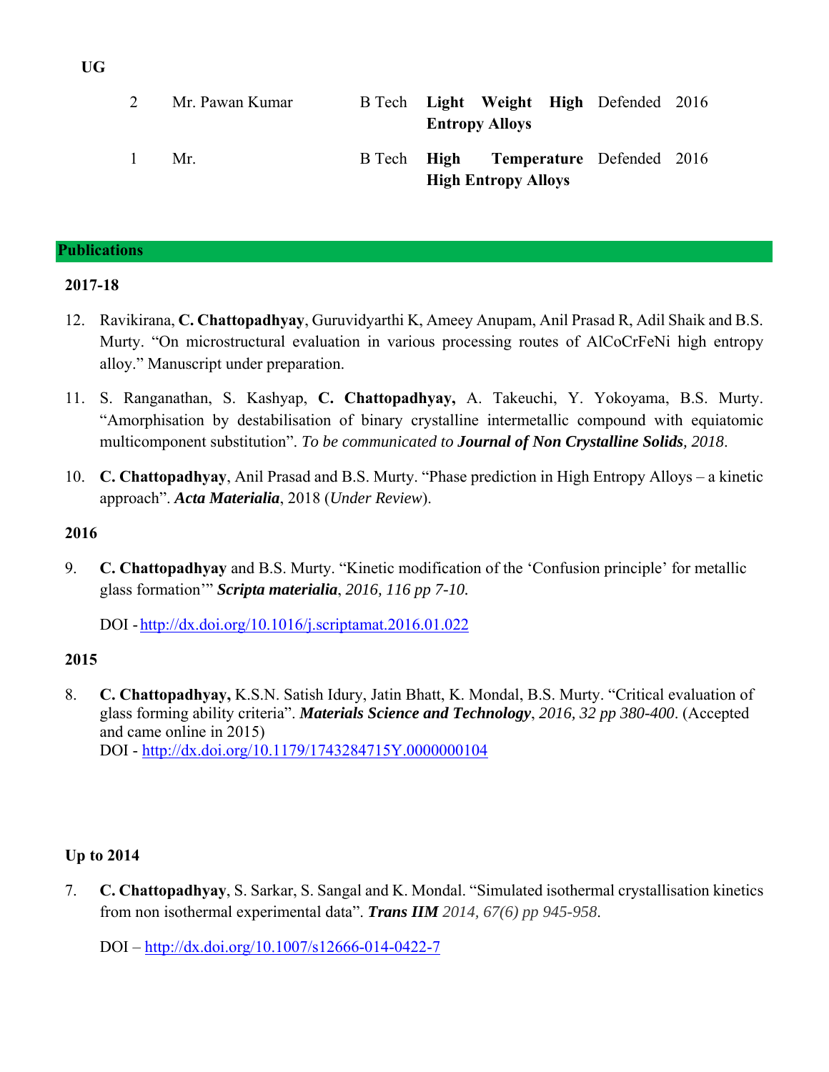**UG**

| | | | | | |
|---|---|---|---|---|---|
| 2 | Mr. Pawan Kumar | B Tech | **Light Weight High Entropy Alloys** | Defended | 2016 |
| 1 | Mr. | B Tech | **High Temperature High Entropy Alloys** | Defended | 2016 |

## Publications

**2017-18**

12. Ravikirana, **C. Chattopadhyay**, Guruvidyarthi K, Ameey Anupam, Anil Prasad R, Adil Shaik and B.S. Murty. "On microstructural evaluation in various processing routes of AlCoCrFeNi high entropy alloy." Manuscript under preparation.

11. S. Ranganathan, S. Kashyap, **C. Chattopadhyay,** A. Takeuchi, Y. Yokoyama, B.S. Murty. "Amorphisation by destabilisation of binary crystalline intermetallic compound with equiatomic multicomponent substitution". *To be communicated to **Journal of Non Crystalline Solids**, 2018*.

10. **C. Chattopadhyay**, Anil Prasad and B.S. Murty. "Phase prediction in High Entropy Alloys – a kinetic approach". ***Acta Materialia***, 2018 (*Under Review*).

**2016**

9. **C. Chattopadhyay** and B.S. Murty. "Kinetic modification of the 'Confusion principle' for metallic glass formation'" ***Scripta materialia***, *2016, 116 pp 7-10.*

   DOI - http://dx.doi.org/10.1016/j.scriptamat.2016.01.022

**2015**

8. **C. Chattopadhyay,** K.S.N. Satish Idury, Jatin Bhatt, K. Mondal, B.S. Murty. "Critical evaluation of glass forming ability criteria". ***Materials Science and Technology***, *2016, 32 pp 380-400*. (Accepted and came online in 2015)
   DOI - http://dx.doi.org/10.1179/1743284715Y.0000000104

**Up to 2014**

7. **C. Chattopadhyay**, S. Sarkar, S. Sangal and K. Mondal. "Simulated isothermal crystallisation kinetics from non isothermal experimental data". ***Trans IIM*** *2014, 67(6) pp 945-958.*

   DOI – http://dx.doi.org/10.1007/s12666-014-0422-7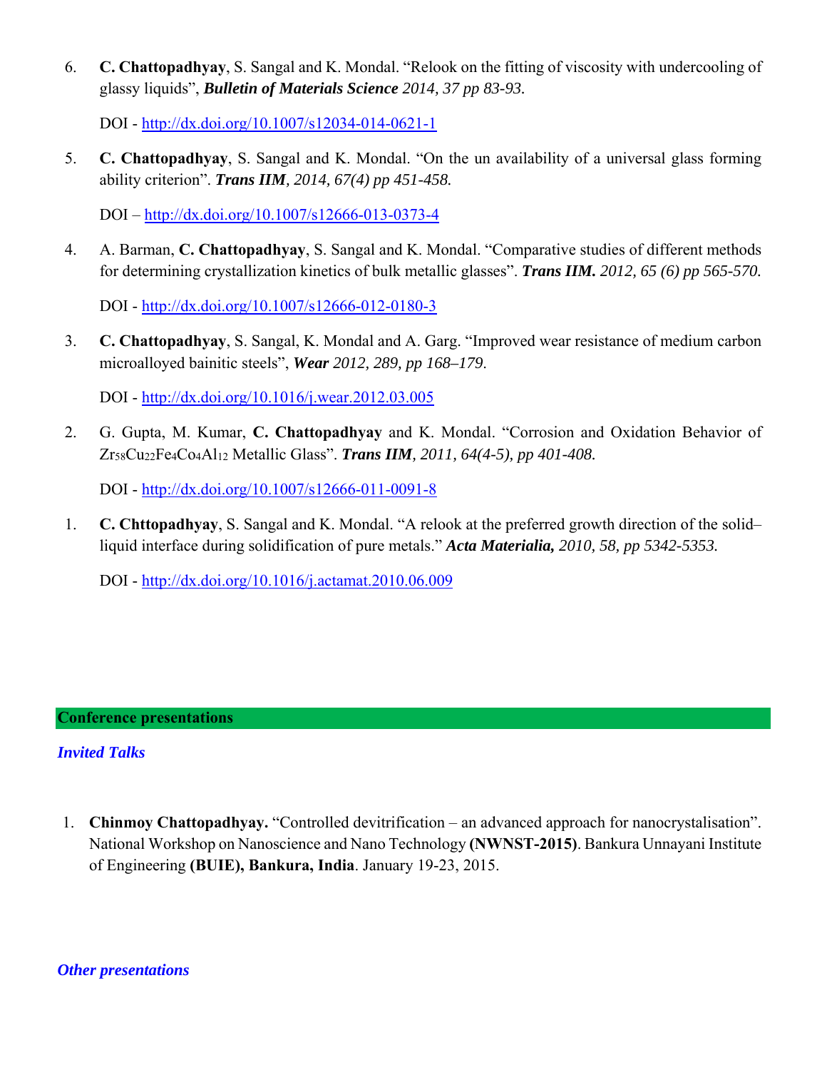6. **C. Chattopadhyay**, S. Sangal and K. Mondal. "Relook on the fitting of viscosity with undercooling of glassy liquids", ***Bulletin of Materials Science*** *2014, 37 pp 83-93.*

   DOI - http://dx.doi.org/10.1007/s12034-014-0621-1

5. **C. Chattopadhyay**, S. Sangal and K. Mondal. "On the un availability of a universal glass forming ability criterion". ***Trans IIM****, 2014, 67(4) pp 451-458.*

   DOI – http://dx.doi.org/10.1007/s12666-013-0373-4

4. A. Barman, **C. Chattopadhyay**, S. Sangal and K. Mondal. "Comparative studies of different methods for determining crystallization kinetics of bulk metallic glasses". ***Trans IIM.*** *2012, 65 (6) pp 565-570.*

   DOI - http://dx.doi.org/10.1007/s12666-012-0180-3

3. **C. Chattopadhyay**, S. Sangal, K. Mondal and A. Garg. "Improved wear resistance of medium carbon microalloyed bainitic steels", ***Wear*** *2012, 289, pp 168–179*.

   DOI - http://dx.doi.org/10.1016/j.wear.2012.03.005

2. G. Gupta, M. Kumar, **C. Chattopadhyay** and K. Mondal. "Corrosion and Oxidation Behavior of $Zr_{58}Cu_{22}Fe_4Co_4Al_{12}$ Metallic Glass". ***Trans IIM****, 2011, 64(4-5), pp 401-408.*

   DOI - http://dx.doi.org/10.1007/s12666-011-0091-8

1. **C. Chttopadhyay**, S. Sangal and K. Mondal. "A relook at the preferred growth direction of the solid–liquid interface during solidification of pure metals." ***Acta Materialia,*** *2010, 58, pp 5342-5353.*

   DOI - http://dx.doi.org/10.1016/j.actamat.2010.06.009

## Conference presentations

### *Invited Talks*

1. **Chinmoy Chattopadhyay.** "Controlled devitrification – an advanced approach for nanocrystalisation". National Workshop on Nanoscience and Nano Technology **(NWNST-2015)**. Bankura Unnayani Institute of Engineering **(BUIE), Bankura, India**. January 19-23, 2015.

### *Other presentations*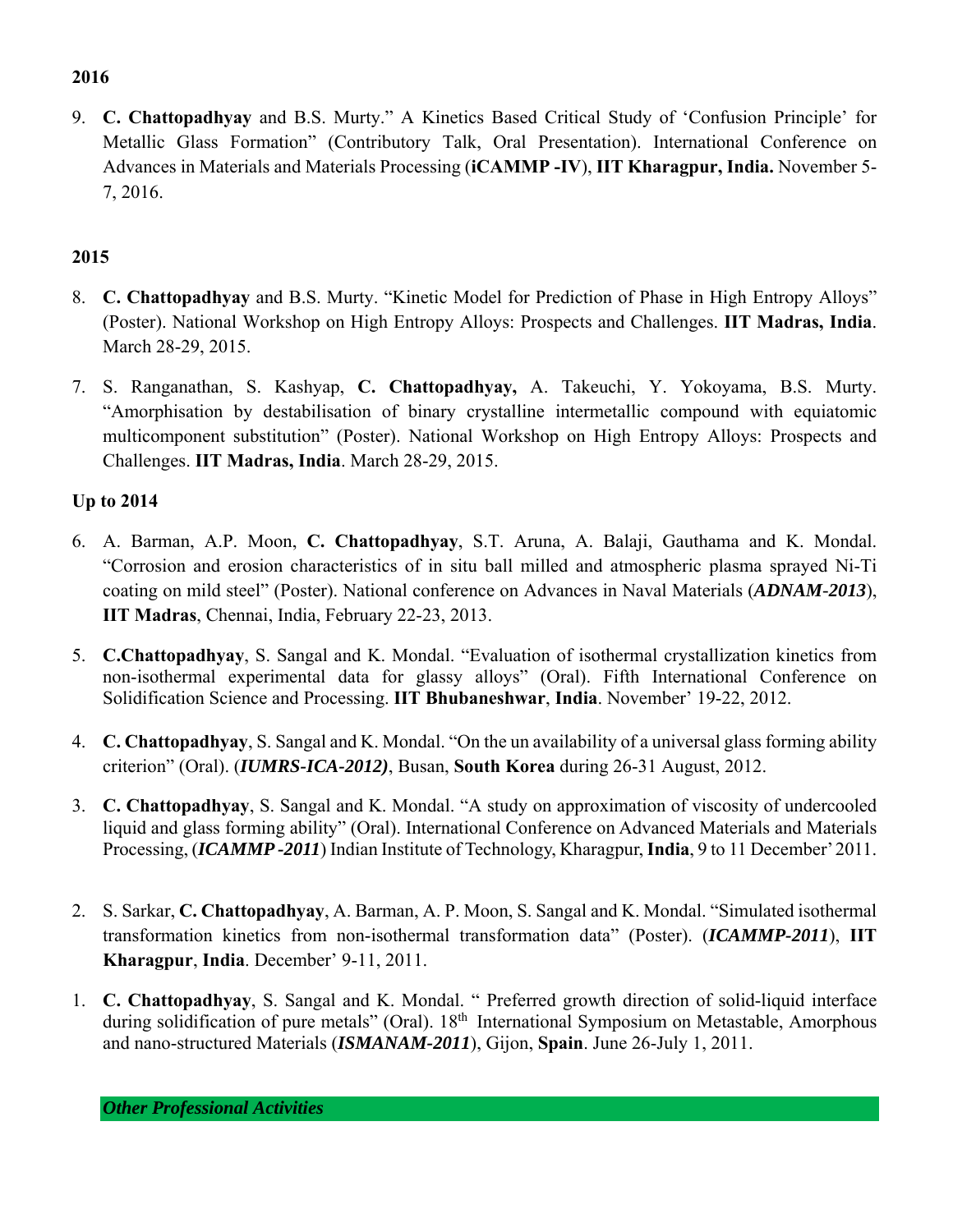**2016**

9. **C. Chattopadhyay** and B.S. Murty." A Kinetics Based Critical Study of 'Confusion Principle' for Metallic Glass Formation" (Contributory Talk, Oral Presentation). International Conference on Advances in Materials and Materials Processing (**iCAMMP -IV**), **IIT Kharagpur, India.** November 5-7, 2016.

**2015**

8. **C. Chattopadhyay** and B.S. Murty. "Kinetic Model for Prediction of Phase in High Entropy Alloys" (Poster). National Workshop on High Entropy Alloys: Prospects and Challenges. **IIT Madras, India**. March 28-29, 2015.

7. S. Ranganathan, S. Kashyap, **C. Chattopadhyay,** A. Takeuchi, Y. Yokoyama, B.S. Murty. "Amorphisation by destabilisation of binary crystalline intermetallic compound with equiatomic multicomponent substitution" (Poster). National Workshop on High Entropy Alloys: Prospects and Challenges. **IIT Madras, India**. March 28-29, 2015.

**Up to 2014**

6. A. Barman, A.P. Moon, **C. Chattopadhyay**, S.T. Aruna, A. Balaji, Gauthama and K. Mondal. "Corrosion and erosion characteristics of in situ ball milled and atmospheric plasma sprayed Ni-Ti coating on mild steel" (Poster). National conference on Advances in Naval Materials (***ADNAM-2013***), **IIT Madras**, Chennai, India, February 22-23, 2013.

5. **C.Chattopadhyay**, S. Sangal and K. Mondal. "Evaluation of isothermal crystallization kinetics from non-isothermal experimental data for glassy alloys" (Oral). Fifth International Conference on Solidification Science and Processing. **IIT Bhubaneshwar**, **India**. November' 19-22, 2012.

4. **C. Chattopadhyay**, S. Sangal and K. Mondal. "On the un availability of a universal glass forming ability criterion" (Oral). (***IUMRS-ICA-2012)***, Busan, **South Korea** during 26-31 August, 2012.

3. **C. Chattopadhyay**, S. Sangal and K. Mondal. "A study on approximation of viscosity of undercooled liquid and glass forming ability" (Oral). International Conference on Advanced Materials and Materials Processing, (***ICAMMP -2011***) Indian Institute of Technology, Kharagpur, **India**, 9 to 11 December' 2011.

2. S. Sarkar, **C. Chattopadhyay**, A. Barman, A. P. Moon, S. Sangal and K. Mondal. "Simulated isothermal transformation kinetics from non-isothermal transformation data" (Poster). (***ICAMMP-2011***), **IIT Kharagpur**, **India**. December' 9-11, 2011.

1. **C. Chattopadhyay**, S. Sangal and K. Mondal. " Preferred growth direction of solid-liquid interface during solidification of pure metals" (Oral). 18th International Symposium on Metastable, Amorphous and nano-structured Materials (***ISMANAM-2011***), Gijon, **Spain**. June 26-July 1, 2011.

***Other Professional Activities***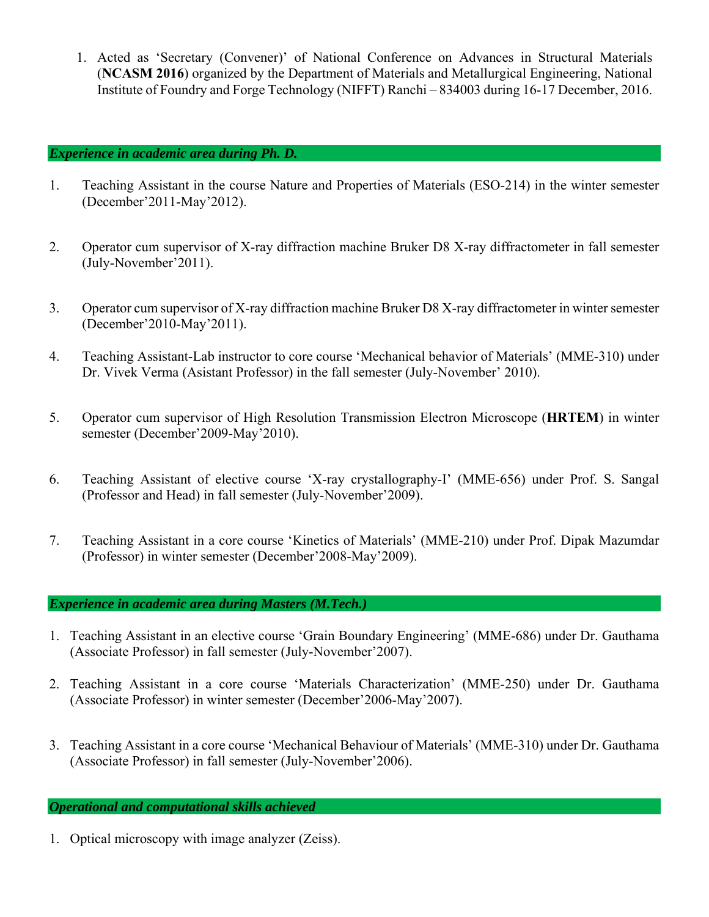1. Acted as 'Secretary (Convener)' of National Conference on Advances in Structural Materials (**NCASM 2016**) organized by the Department of Materials and Metallurgical Engineering, National Institute of Foundry and Forge Technology (NIFFT) Ranchi – 834003 during 16-17 December, 2016.

## *Experience in academic area during Ph. D.*

1. Teaching Assistant in the course Nature and Properties of Materials (ESO-214) in the winter semester (December'2011-May'2012).

2. Operator cum supervisor of X-ray diffraction machine Bruker D8 X-ray diffractometer in fall semester (July-November'2011).

3. Operator cum supervisor of X-ray diffraction machine Bruker D8 X-ray diffractometer in winter semester (December'2010-May'2011).

4. Teaching Assistant-Lab instructor to core course 'Mechanical behavior of Materials' (MME-310) under Dr. Vivek Verma (Asistant Professor) in the fall semester (July-November' 2010).

5. Operator cum supervisor of High Resolution Transmission Electron Microscope (**HRTEM**) in winter semester (December'2009-May'2010).

6. Teaching Assistant of elective course 'X-ray crystallography-I' (MME-656) under Prof. S. Sangal (Professor and Head) in fall semester (July-November'2009).

7. Teaching Assistant in a core course 'Kinetics of Materials' (MME-210) under Prof. Dipak Mazumdar (Professor) in winter semester (December'2008-May'2009).

## *Experience in academic area during Masters (M.Tech.)*

1. Teaching Assistant in an elective course 'Grain Boundary Engineering' (MME-686) under Dr. Gauthama (Associate Professor) in fall semester (July-November'2007).

2. Teaching Assistant in a core course 'Materials Characterization' (MME-250) under Dr. Gauthama (Associate Professor) in winter semester (December'2006-May'2007).

3. Teaching Assistant in a core course 'Mechanical Behaviour of Materials' (MME-310) under Dr. Gauthama (Associate Professor) in fall semester (July-November'2006).

## *Operational and computational skills achieved*

1. Optical microscopy with image analyzer (Zeiss).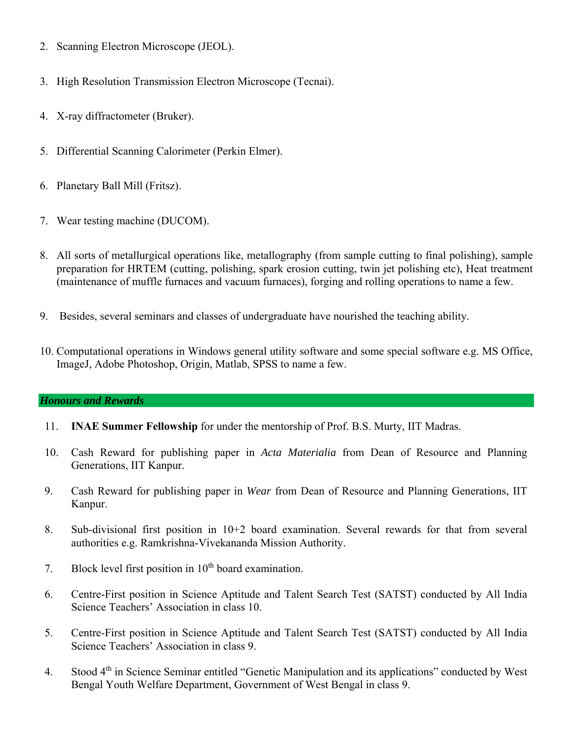2. Scanning Electron Microscope (JEOL).

3. High Resolution Transmission Electron Microscope (Tecnai).

4. X-ray diffractometer (Bruker).

5. Differential Scanning Calorimeter (Perkin Elmer).

6. Planetary Ball Mill (Fritsz).

7. Wear testing machine (DUCOM).

8. All sorts of metallurgical operations like, metallography (from sample cutting to final polishing), sample preparation for HRTEM (cutting, polishing, spark erosion cutting, twin jet polishing etc), Heat treatment (maintenance of muffle furnaces and vacuum furnaces), forging and rolling operations to name a few.

9. Besides, several seminars and classes of undergraduate have nourished the teaching ability.

10. Computational operations in Windows general utility software and some special software e.g. MS Office, ImageJ, Adobe Photoshop, Origin, Matlab, SPSS to name a few.

## *Honours and Rewards*

11. **INAE Summer Fellowship** for under the mentorship of Prof. B.S. Murty, IIT Madras.

10. Cash Reward for publishing paper in *Acta Materialia* from Dean of Resource and Planning Generations, IIT Kanpur.

9. Cash Reward for publishing paper in *Wear* from Dean of Resource and Planning Generations, IIT Kanpur.

8. Sub-divisional first position in 10+2 board examination. Several rewards for that from several authorities e.g. Ramkrishna-Vivekananda Mission Authority.

7. Block level first position in 10$^{th}$ board examination.

6. Centre-First position in Science Aptitude and Talent Search Test (SATST) conducted by All India Science Teachers' Association in class 10.

5. Centre-First position in Science Aptitude and Talent Search Test (SATST) conducted by All India Science Teachers' Association in class 9.

4. Stood 4$^{th}$ in Science Seminar entitled "Genetic Manipulation and its applications" conducted by West Bengal Youth Welfare Department, Government of West Bengal in class 9.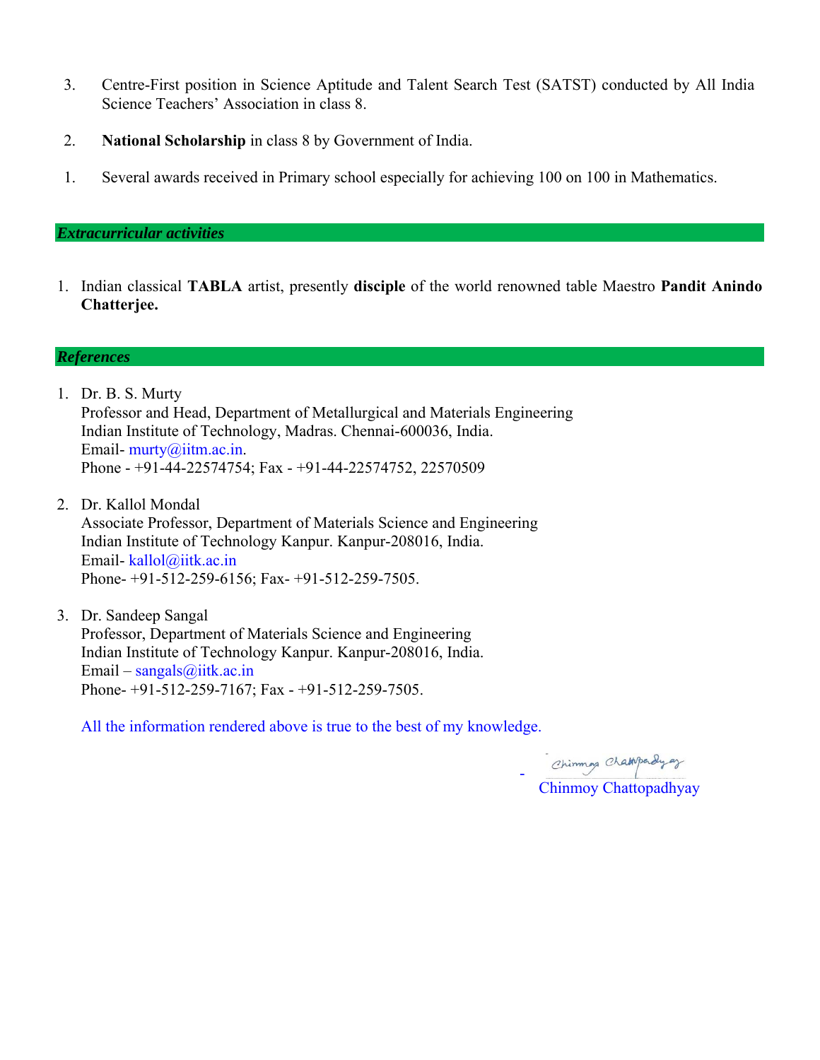3. Centre-First position in Science Aptitude and Talent Search Test (SATST) conducted by All India Science Teachers' Association in class 8.

2. **National Scholarship** in class 8 by Government of India.

1. Several awards received in Primary school especially for achieving 100 on 100 in Mathematics.

## *Extracurricular activities*

1. Indian classical **TABLA** artist, presently **disciple** of the world renowned table Maestro **Pandit Anindo Chatterjee.**

## *References*

1. Dr. B. S. Murty
   Professor and Head, Department of Metallurgical and Materials Engineering
   Indian Institute of Technology, Madras. Chennai-600036, India.
   Email- murty@iitm.ac.in.
   Phone - +91-44-22574754; Fax - +91-44-22574752, 22570509

2. Dr. Kallol Mondal
   Associate Professor, Department of Materials Science and Engineering
   Indian Institute of Technology Kanpur. Kanpur-208016, India.
   Email- kallol@iitk.ac.in
   Phone- +91-512-259-6156; Fax- +91-512-259-7505.

3. Dr. Sandeep Sangal
   Professor, Department of Materials Science and Engineering
   Indian Institute of Technology Kanpur. Kanpur-208016, India.
   Email – sangals@iitk.ac.in
   Phone- +91-512-259-7167; Fax - +91-512-259-7505.

All the information rendered above is true to the best of my knowledge.

Chinmoy Chattopadhyay

Chinmoy Chattopadhyay